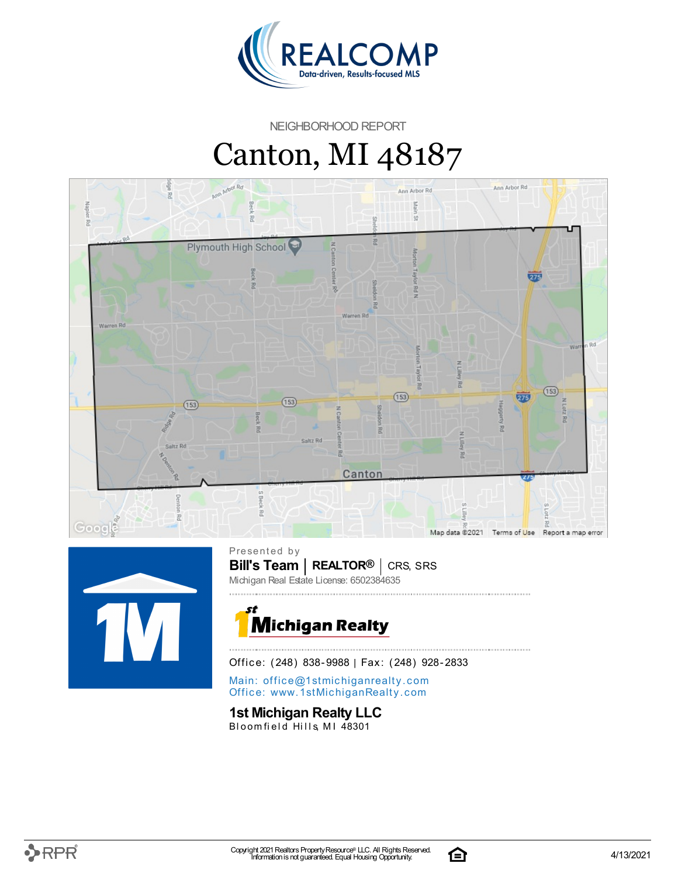NEIGHBORHOOD REPORT

# Canton, MI 48187

Presented by

**Bill's Team** | **REALTOR®** | CRS, SRS

Michigan Real Estate License: 6502384635

Office: (248) 838-9988 | Fax: (248) 928-2833

Main: office@1stmichiganrealty.com
Office: www.1stMichiganRealty.com

**1st Michigan Realty LLC**
Bloomfield Hills, MI 48301

Copyright 2021 Realtors Property Resource® LLC. All Rights Reserved.
Information is not guaranteed. Equal Housing Opportunity.

4/13/2021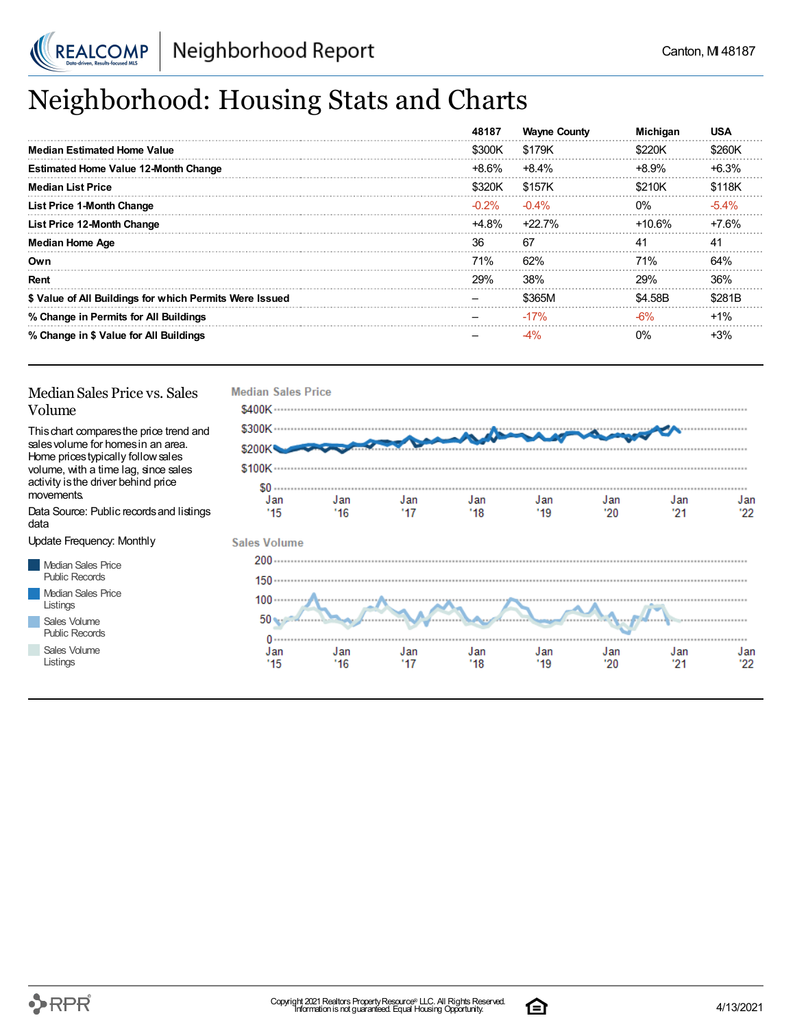# Neighborhood: Housing Stats and Charts

| | 48187 | Wayne County | Michigan | USA |
|---|---|---|---|---|
| **Median Estimated Home Value** | $300K | $179K | $220K | $260K |
| **Estimated Home Value 12-Month Change** | +8.6% | +8.4% | +8.9% | +6.3% |
| **Median List Price** | $320K | $157K | $210K | $118K |
| **List Price 1-Month Change** | -0.2% | -0.4% | 0% | -5.4% |
| **List Price 12-Month Change** | +4.8% | +22.7% | +10.6% | +7.6% |
| **Median Home Age** | 36 | 67 | 41 | 41 |
| **Own** | 71% | 62% | 71% | 64% |
| **Rent** | 29% | 38% | 29% | 36% |
| **$ Value of All Buildings for which Permits Were Issued** | – | $365M | $4.58B | $281B |
| **% Change in Permits for All Buildings** | – | -17% | -6% | +1% |
| **% Change in $ Value for All Buildings** | – | -4% | 0% | +3% |

## Median Sales Price vs. Sales Volume

This chart compares the price trend and sales volume for homes in an area. Home prices typically follow sales volume, with a time lag, since sales activity is the driver behind price movements.

Data Source: Public records and listings data

Update Frequency: Monthly

- Median Sales Price Public Records
- Median Sales Price Listings
- Sales Volume Public Records
- Sales Volume Listings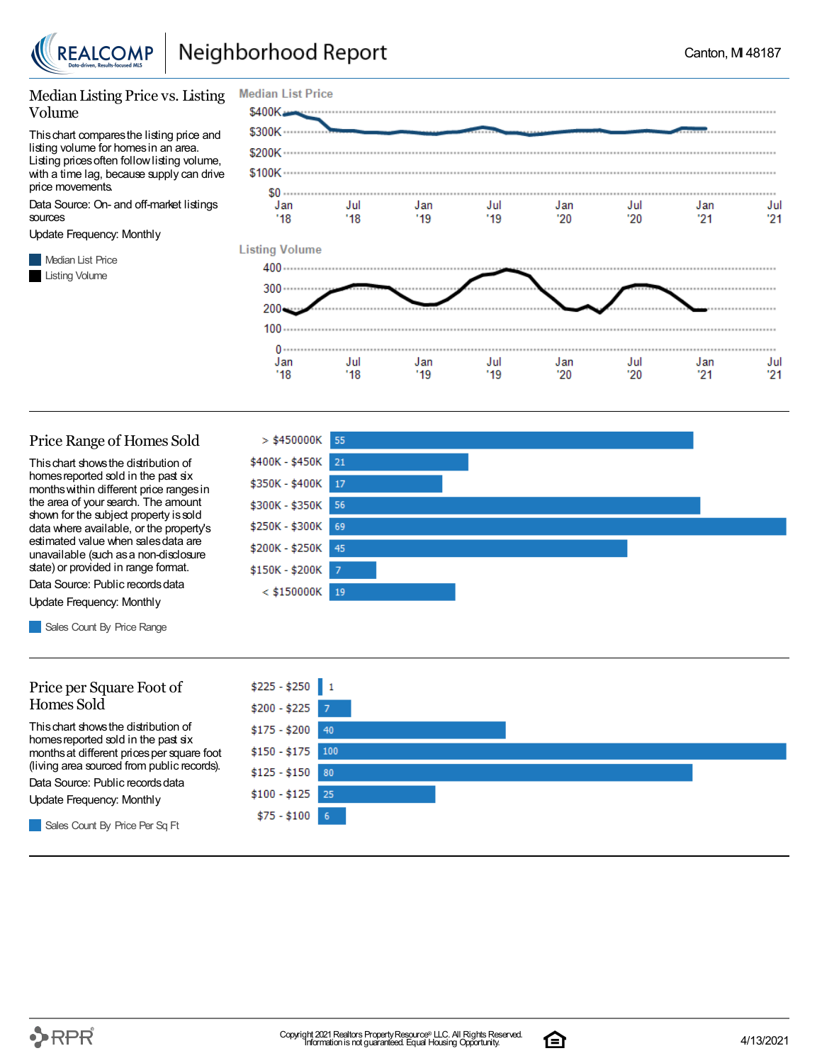## Median Listing Price vs. Listing Volume

This chart compares the listing price and listing volume for homes in an area. Listing prices often follow listing volume, with a time lag, because supply can drive price movements.

Data Source: On- and off-market listings sources

Update Frequency: Monthly

- Median List Price
- Listing Volume

## Price Range of Homes Sold

This chart shows the distribution of homes reported sold in the past six months within different price ranges in the area of your search. The amount shown for the subject property is sold data where available, or the property's estimated value when sales data are unavailable (such as a non-disclosure state) or provided in range format.

Data Source: Public records data

Update Frequency: Monthly

| Price Range | Sales Count By Price Range |
| --- | --- |
| > $450000K | 55 |
| $400K - $450K | 21 |
| $350K - $400K | 17 |
| $300K - $350K | 56 |
| $250K - $300K | 69 |
| $200K - $250K | 45 |
| $150K - $200K | 7 |
| < $150000K | 19 |

## Price per Square Foot of Homes Sold

This chart shows the distribution of homes reported sold in the past six months at different prices per square foot (living area sourced from public records).

Data Source: Public records data

Update Frequency: Monthly

| Price Per Sq Ft | Sales Count By Price Per Sq Ft |
| --- | --- |
| $225 - $250 | 1 |
| $200 - $225 | 7 |
| $175 - $200 | 40 |
| $150 - $175 | 100 |
| $125 - $150 | 80 |
| $100 - $125 | 25 |
| $75 - $100 | 6 |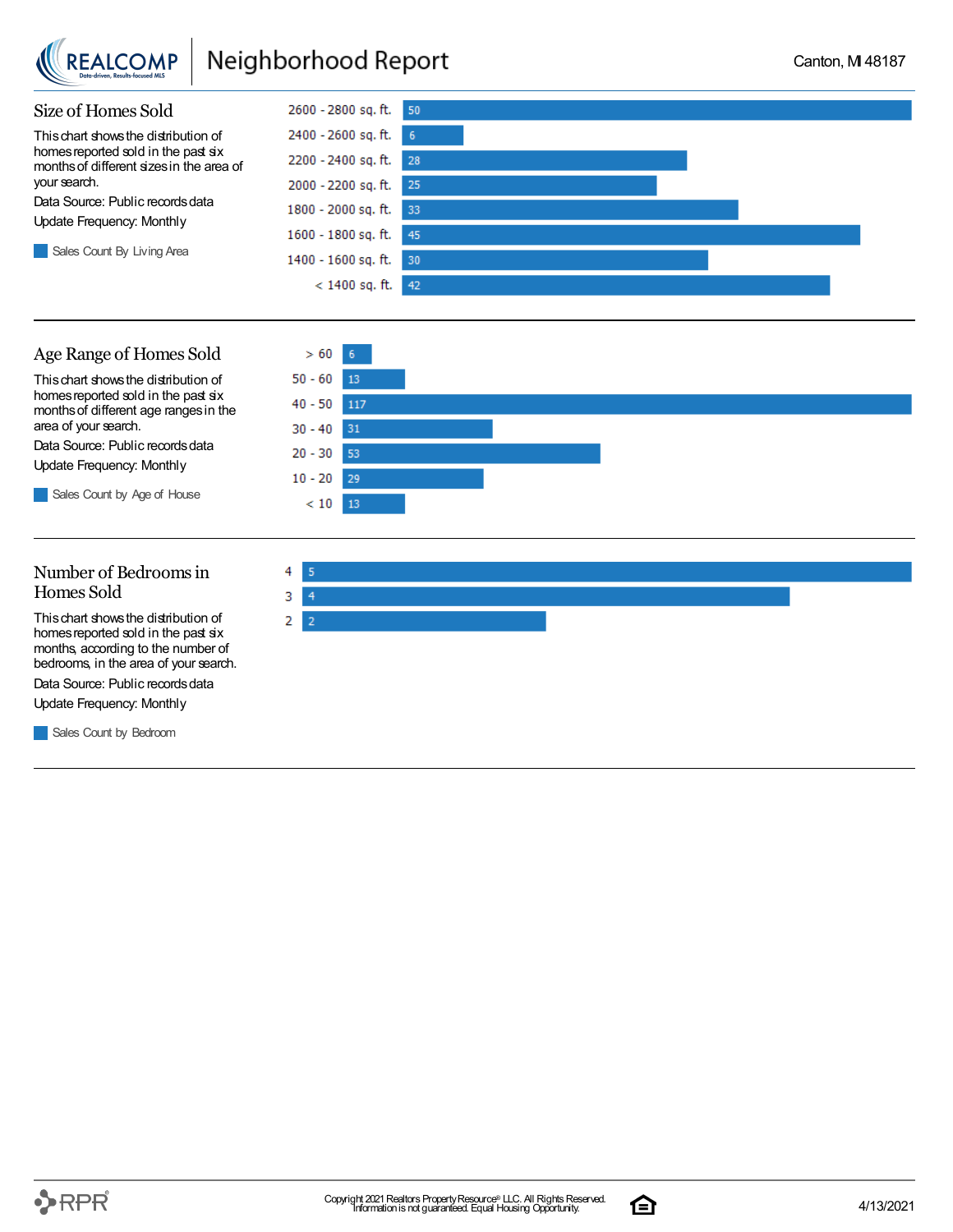## Size of Homes Sold

This chart shows the distribution of homes reported sold in the past six months of different sizes in the area of your search.

Data Source: Public records data

Update Frequency: Monthly

Sales Count By Living Area

| Living Area | Sales Count |
|---|---|
| 2600 - 2800 sq. ft. | 50 |
| 2400 - 2600 sq. ft. | 6 |
| 2200 - 2400 sq. ft. | 28 |
| 2000 - 2200 sq. ft. | 25 |
| 1800 - 2000 sq. ft. | 33 |
| 1600 - 1800 sq. ft. | 45 |
| 1400 - 1600 sq. ft. | 30 |
| < 1400 sq. ft. | 42 |

## Age Range of Homes Sold

This chart shows the distribution of homes reported sold in the past six months of different age ranges in the area of your search.

Data Source: Public records data

Update Frequency: Monthly

Sales Count by Age of House

| Age of House | Sales Count |
|---|---|
| > 60 | 6 |
| 50 - 60 | 13 |
| 40 - 50 | 117 |
| 30 - 40 | 31 |
| 20 - 30 | 53 |
| 10 - 20 | 29 |
| < 10 | 13 |

## Number of Bedrooms in Homes Sold

This chart shows the distribution of homes reported sold in the past six months, according to the number of bedrooms, in the area of your search.

Data Source: Public records data

Update Frequency: Monthly

Sales Count by Bedroom

| Bedrooms | Sales Count |
|---|---|
| 4 | 5 |
| 3 | 4 |
| 2 | 2 |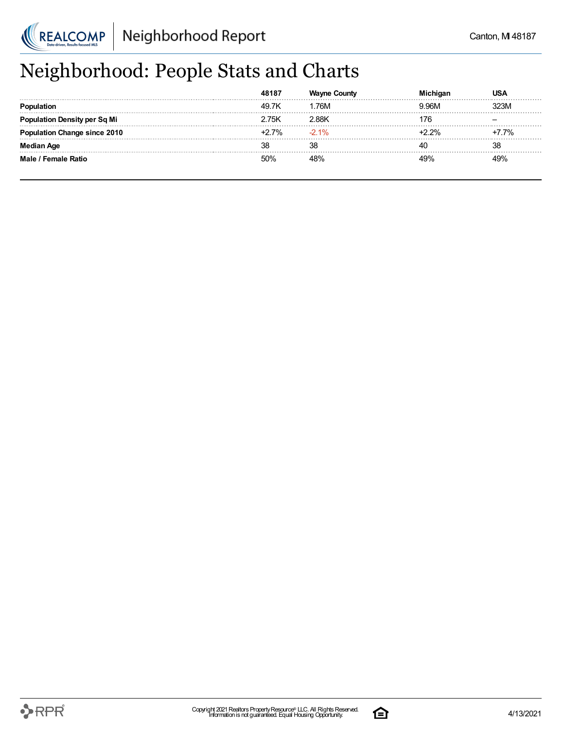# Neighborhood: People Stats and Charts

| | 48187 | Wayne County | Michigan | USA |
|---|---|---|---|---|
| **Population** | 49.7K | 1.76M | 9.96M | 323M |
| **Population Density per Sq Mi** | 2.75K | 2.88K | 176 | – |
| **Population Change since 2010** | +2.7% | -2.1% | +2.2% | +7.7% |
| **Median Age** | 38 | 38 | 40 | 38 |
| **Male / Female Ratio** | 50% | 48% | 49% | 49% |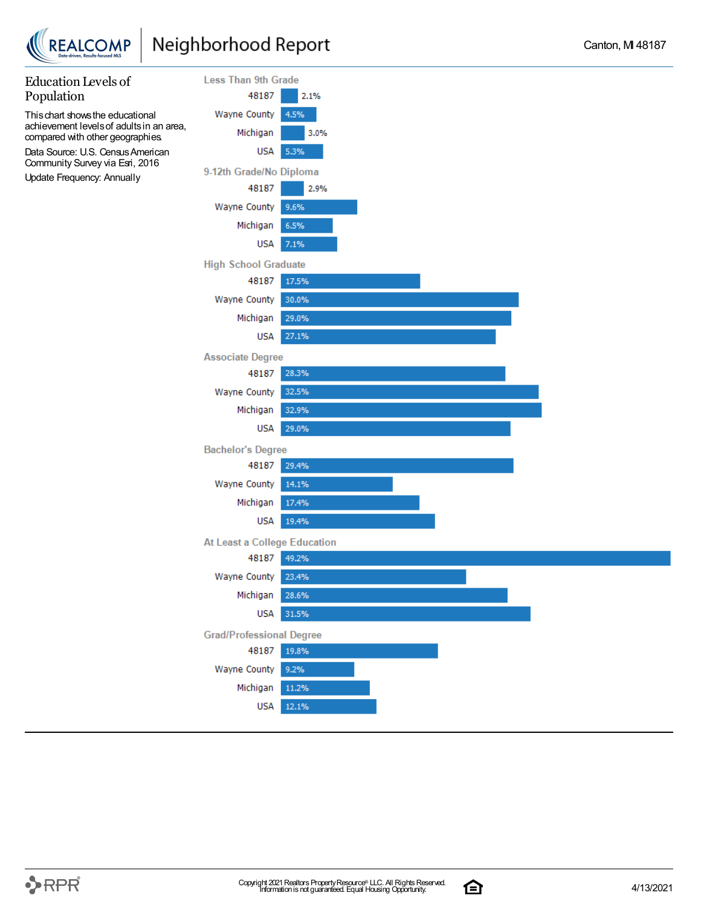# Education Levels of Population

This chart shows the educational achievement levels of adults in an area, compared with other geographies.

Data Source: U.S. Census American Community Survey via Esri, 2016

Update Frequency: Annually

| Education Level | 48187 | Wayne County | Michigan | USA |
|---|---|---|---|---|
| Less Than 9th Grade | 2.1% | 4.5% | 3.0% | 5.3% |
| 9-12th Grade/No Diploma | 2.9% | 9.6% | 6.5% | 7.1% |
| High School Graduate | 17.5% | 30.0% | 29.0% | 27.1% |
| Associate Degree | 28.3% | 32.5% | 32.9% | 29.0% |
| Bachelor's Degree | 29.4% | 14.1% | 17.4% | 19.4% |
| At Least a College Education | 49.2% | 23.4% | 28.6% | 31.5% |
| Grad/Professional Degree | 19.8% | 9.2% | 11.2% | 12.1% |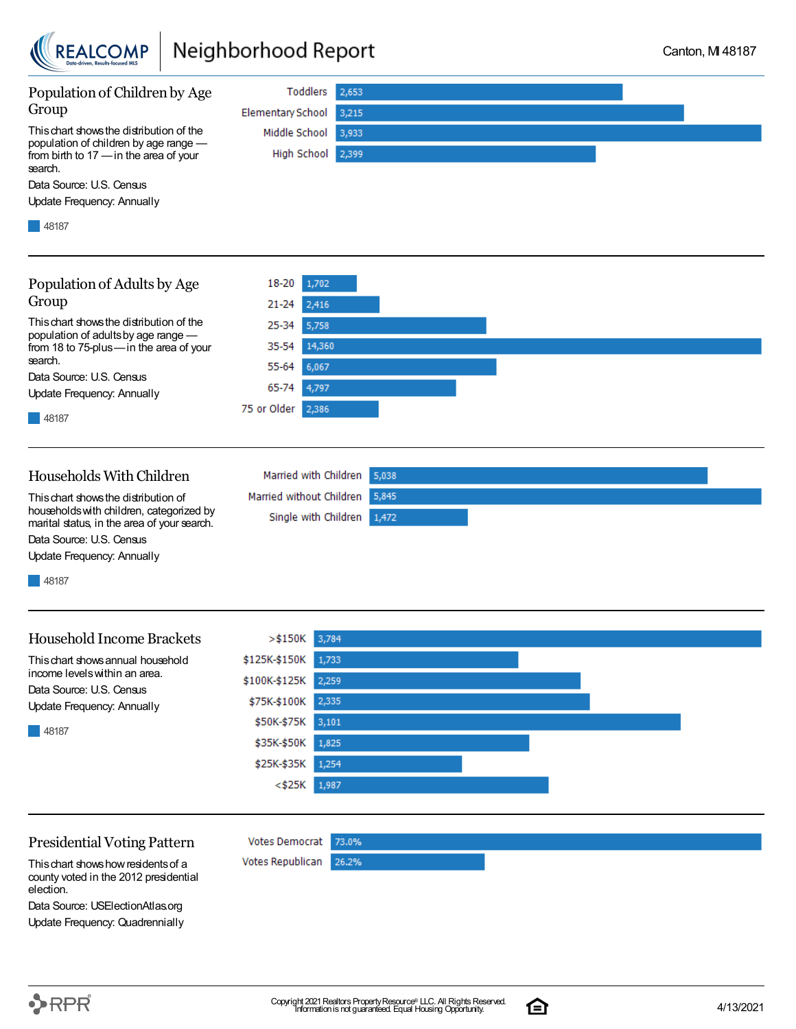## Population of Children by Age Group

This chart shows the distribution of the population of children by age range — from birth to 17 — in the area of your search.

Data Source: U.S. Census

Update Frequency: Annually

| Age Group | 48187 |
|---|---|
| Toddlers | 2,653 |
| Elementary School | 3,215 |
| Middle School | 3,933 |
| High School | 2,399 |

## Population of Adults by Age Group

This chart shows the distribution of the population of adults by age range — from 18 to 75-plus — in the area of your search.

Data Source: U.S. Census

Update Frequency: Annually

| Age Group | 48187 |
|---|---|
| 18-20 | 1,702 |
| 21-24 | 2,416 |
| 25-34 | 5,758 |
| 35-54 | 14,360 |
| 55-64 | 6,067 |
| 65-74 | 4,797 |
| 75 or Older | 2,386 |

## Households With Children

This chart shows the distribution of households with children, categorized by marital status, in the area of your search.

Data Source: U.S. Census

Update Frequency: Annually

| Household Type | 48187 |
|---|---|
| Married with Children | 5,038 |
| Married without Children | 5,845 |
| Single with Children | 1,472 |

## Household Income Brackets

This chart shows annual household income levels within an area.

Data Source: U.S. Census

Update Frequency: Annually

| Income Bracket | 48187 |
|---|---|
| >$150K | 3,784 |
| $125K-$150K | 1,733 |
| $100K-$125K | 2,259 |
| $75K-$100K | 2,335 |
| $50K-$75K | 3,101 |
| $35K-$50K | 1,825 |
| $25K-$35K | 1,254 |
| <$25K | 1,987 |

## Presidential Voting Pattern

This chart shows how residents of a county voted in the 2012 presidential election.

Data Source: USElectionAtlas.org

Update Frequency: Quadrennially

| Vote | Percent |
|---|---|
| Votes Democrat | 73.0% |
| Votes Republican | 26.2% |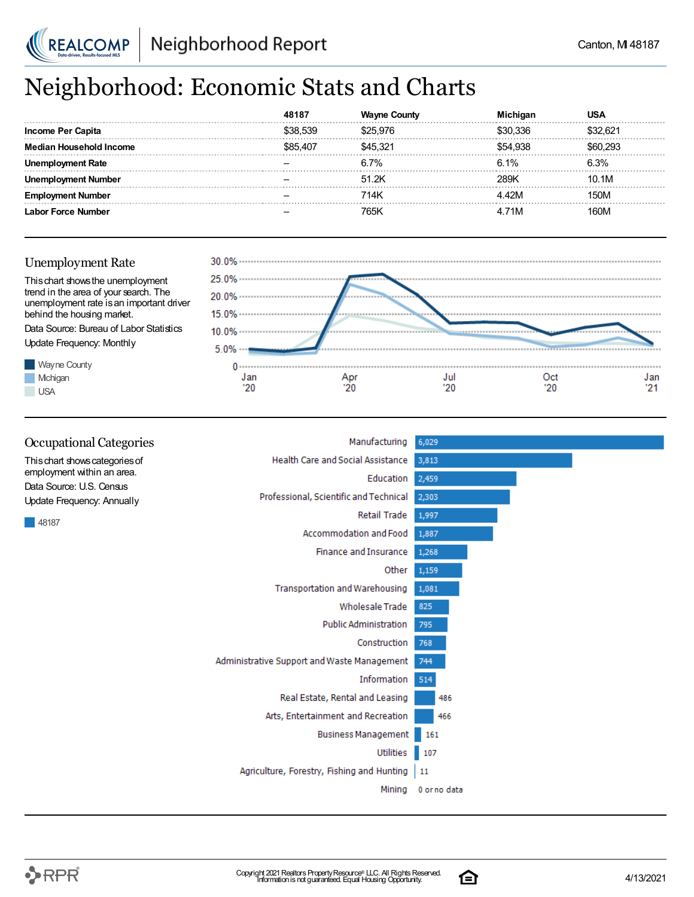# Neighborhood: Economic Stats and Charts

| | 48187 | Wayne County | Michigan | USA |
|---|---|---|---|---|
| **Income Per Capita** | $38,539 | $25,976 | $30,336 | $32,621 |
| **Median Household Income** | $85,407 | $45,321 | $54,938 | $60,293 |
| **Unemployment Rate** | – | 6.7% | 6.1% | 6.3% |
| **Unemployment Number** | – | 51.2K | 289K | 10.1M |
| **Employment Number** | – | 714K | 4.42M | 150M |
| **Labor Force Number** | – | 765K | 4.71M | 160M |

## Unemployment Rate

This chart shows the unemployment trend in the area of your search. The unemployment rate is an important driver behind the housing market.

Data Source: Bureau of Labor Statistics

Update Frequency: Monthly

Wayne County

Michigan

USA

## Occupational Categories

This chart shows categories of employment within an area.

Data Source: U.S. Census

Update Frequency: Annually

48187

| Category | 48187 |
|---|---|
| Manufacturing | 6,029 |
| Health Care and Social Assistance | 3,813 |
| Education | 2,459 |
| Professional, Scientific and Technical | 2,303 |
| Retail Trade | 1,997 |
| Accommodation and Food | 1,887 |
| Finance and Insurance | 1,268 |
| Other | 1,159 |
| Transportation and Warehousing | 1,081 |
| Wholesale Trade | 825 |
| Public Administration | 795 |
| Construction | 768 |
| Administrative Support and Waste Management | 744 |
| Information | 514 |
| Real Estate, Rental and Leasing | 486 |
| Arts, Entertainment and Recreation | 466 |
| Business Management | 161 |
| Utilities | 107 |
| Agriculture, Forestry, Fishing and Hunting | 11 |
| Mining | 0 or no data |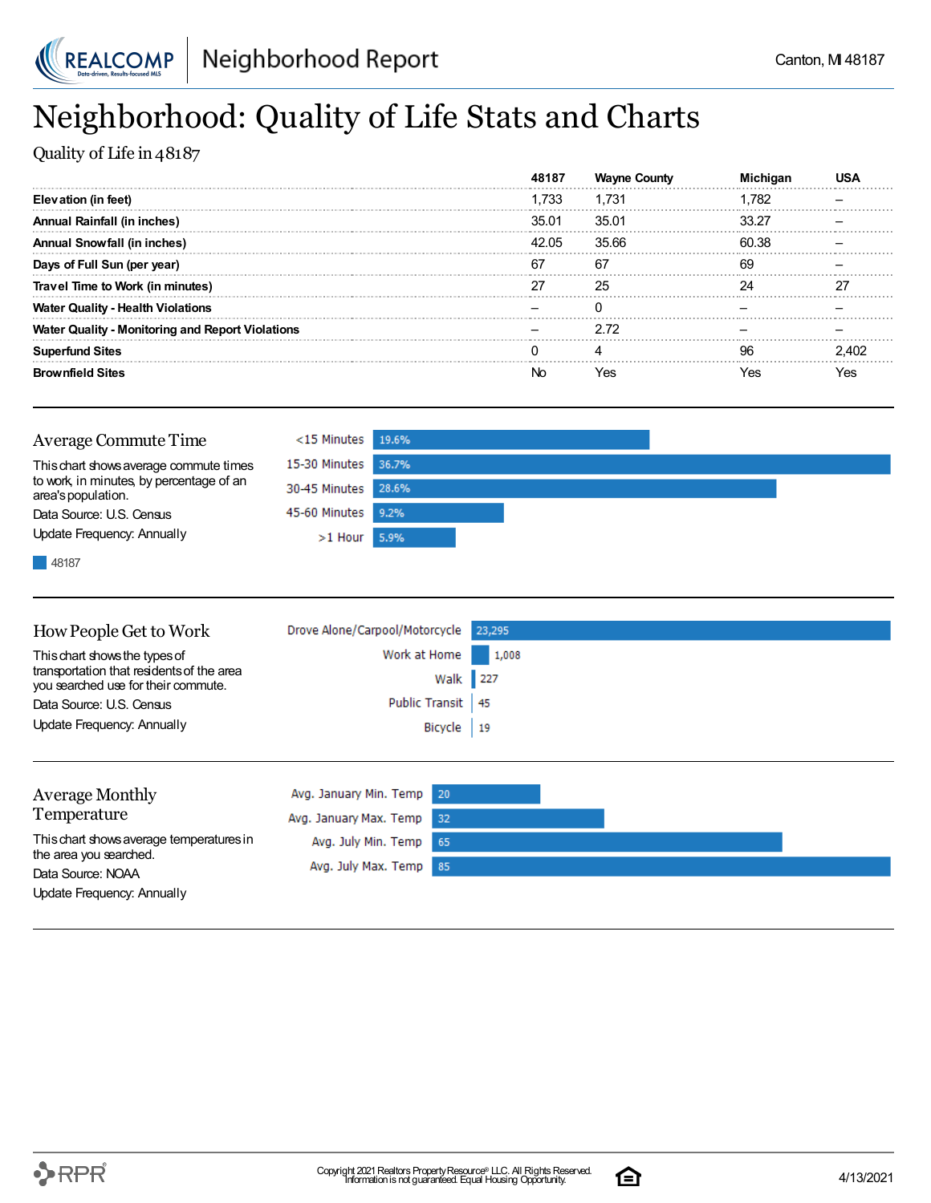# Neighborhood: Quality of Life Stats and Charts

Quality of Life in 48187

| | 48187 | Wayne County | Michigan | USA |
|---|---|---|---|---|
| **Elevation (in feet)** | 1,733 | 1,731 | 1,782 | – |
| **Annual Rainfall (in inches)** | 35.01 | 35.01 | 33.27 | – |
| **Annual Snowfall (in inches)** | 42.05 | 35.66 | 60.38 | – |
| **Days of Full Sun (per year)** | 67 | 67 | 69 | – |
| **Travel Time to Work (in minutes)** | 27 | 25 | 24 | 27 |
| **Water Quality - Health Violations** | – | 0 | – | – |
| **Water Quality - Monitoring and Report Violations** | – | 2.72 | – | – |
| **Superfund Sites** | 0 | 4 | 96 | 2,402 |
| **Brownfield Sites** | No | Yes | Yes | Yes |

## Average Commute Time

This chart shows average commute times to work, in minutes, by percentage of an area's population.

Data Source: U.S. Census

Update Frequency: Annually

| | 48187 |
|---|---|
| <15 Minutes | 19.6% |
| 15-30 Minutes | 36.7% |
| 30-45 Minutes | 28.6% |
| 45-60 Minutes | 9.2% |
| >1 Hour | 5.9% |

## How People Get to Work

This chart shows the types of transportation that residents of the area you searched use for their commute.

Data Source: U.S. Census

Update Frequency: Annually

| | |
|---|---|
| Drove Alone/Carpool/Motorcycle | 23,295 |
| Work at Home | 1,008 |
| Walk | 227 |
| Public Transit | 45 |
| Bicycle | 19 |

## Average Monthly Temperature

This chart shows average temperatures in the area you searched.

Data Source: NOAA

Update Frequency: Annually

| | |
|---|---|
| Avg. January Min. Temp | 20 |
| Avg. January Max. Temp | 32 |
| Avg. July Min. Temp | 65 |
| Avg. July Max. Temp | 85 |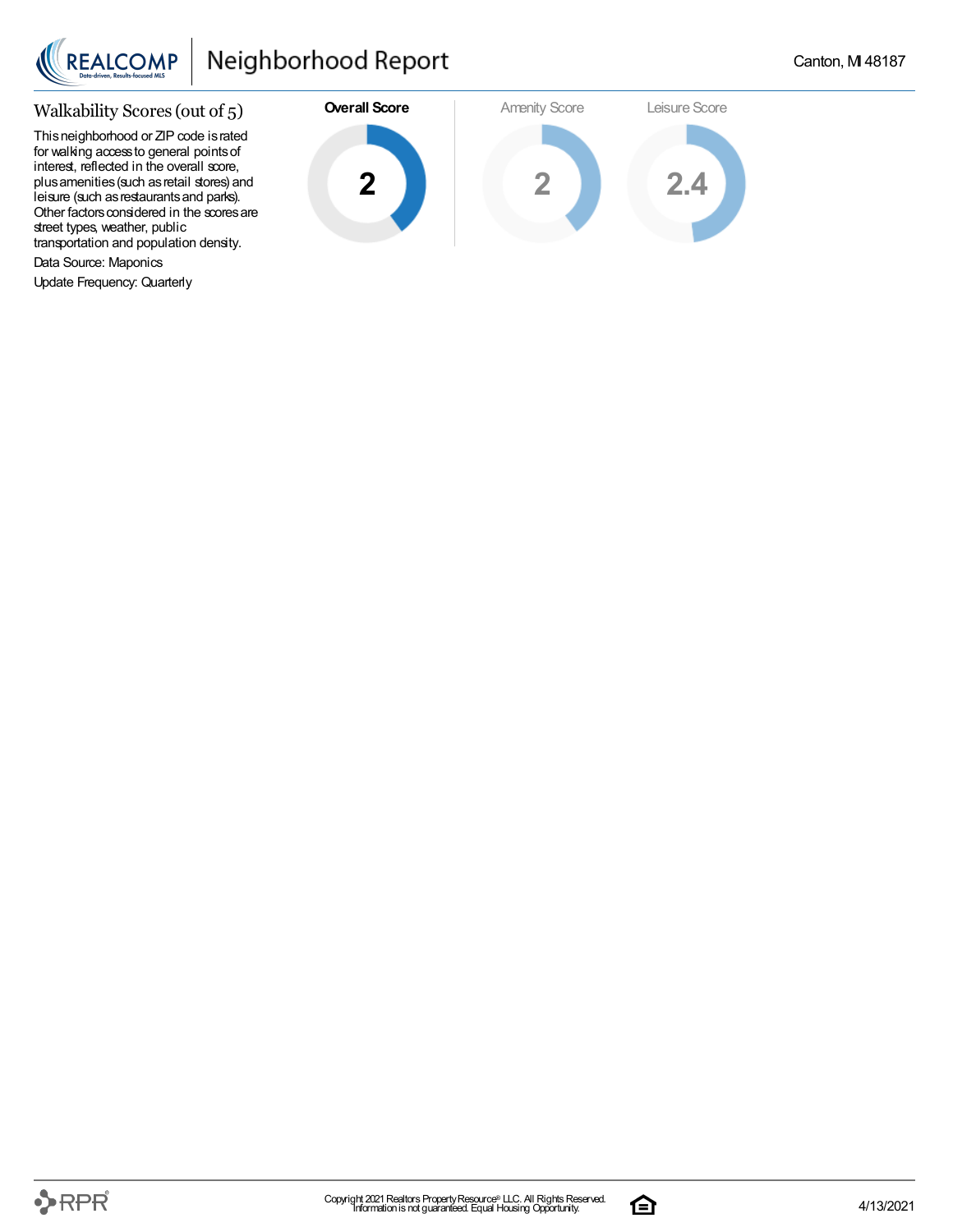## Walkability Scores (out of 5)

This neighborhood or ZIP code is rated for walking access to general points of interest, reflected in the overall score, plus amenities (such as retail stores) and leisure (such as restaurants and parks). Other factors considered in the scores are street types, weather, public transportation and population density.

Data Source: Maponics

Update Frequency: Quarterly

| Overall Score | Amenity Score | Leisure Score |
|---|---|---|
| **2** | 2 | 2.4 |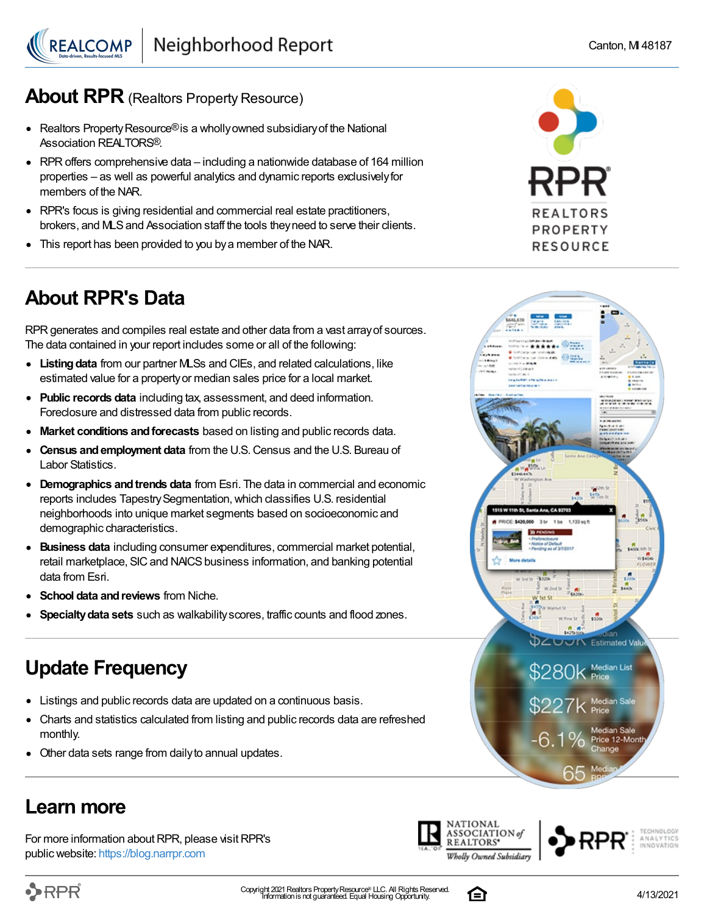# About RPR (Realtors Property Resource)

- Realtors Property Resource® is a wholly owned subsidiary of the National Association REALTORS®.
- RPR offers comprehensive data – including a nationwide database of 164 million properties – as well as powerful analytics and dynamic reports exclusively for members of the NAR.
- RPR's focus is giving residential and commercial real estate practitioners, brokers, and MLS and Association staff the tools they need to serve their clients.
- This report has been provided to you by a member of the NAR.

# About RPR's Data

RPR generates and compiles real estate and other data from a vast array of sources. The data contained in your report includes some or all of the following:

- **Listing data** from our partner MLSs and CIEs, and related calculations, like estimated value for a property or median sales price for a local market.
- **Public records data** including tax, assessment, and deed information. Foreclosure and distressed data from public records.
- **Market conditions and forecasts** based on listing and public records data.
- **Census and employment data** from the U.S. Census and the U.S. Bureau of Labor Statistics.
- **Demographics and trends data** from Esri. The data in commercial and economic reports includes Tapestry Segmentation, which classifies U.S. residential neighborhoods into unique market segments based on socioeconomic and demographic characteristics.
- **Business data** including consumer expenditures, commercial market potential, retail marketplace, SIC and NAICS business information, and banking potential data from Esri.
- **School data and reviews** from Niche.
- **Specialty data sets** such as walkability scores, traffic counts and flood zones.

# Update Frequency

- Listings and public records data are updated on a continuous basis.
- Charts and statistics calculated from listing and public records data are refreshed monthly.
- Other data sets range from daily to annual updates.

# Learn more

For more information about RPR, please visit RPR's public website: https://blog.narrpr.com